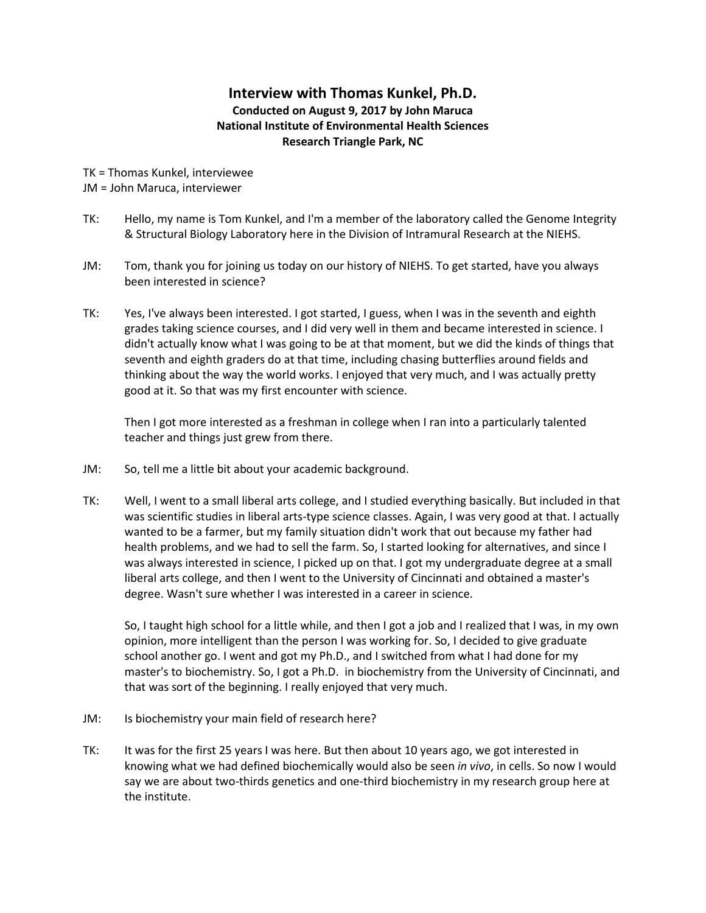# Interview with Thomas Kunkel, Ph.D.

**Conducted on August 9, 2017 by John Maruca**
**National Institute of Environmental Health Sciences**
**Research Triangle Park, NC**

TK = Thomas Kunkel, interviewee
JM = John Maruca, interviewer

TK: Hello, my name is Tom Kunkel, and I'm a member of the laboratory called the Genome Integrity & Structural Biology Laboratory here in the Division of Intramural Research at the NIEHS.

JM: Tom, thank you for joining us today on our history of NIEHS. To get started, have you always been interested in science?

TK: Yes, I've always been interested. I got started, I guess, when I was in the seventh and eighth grades taking science courses, and I did very well in them and became interested in science. I didn't actually know what I was going to be at that moment, but we did the kinds of things that seventh and eighth graders do at that time, including chasing butterflies around fields and thinking about the way the world works. I enjoyed that very much, and I was actually pretty good at it. So that was my first encounter with science.

Then I got more interested as a freshman in college when I ran into a particularly talented teacher and things just grew from there.

JM: So, tell me a little bit about your academic background.

TK: Well, I went to a small liberal arts college, and I studied everything basically. But included in that was scientific studies in liberal arts-type science classes. Again, I was very good at that. I actually wanted to be a farmer, but my family situation didn't work that out because my father had health problems, and we had to sell the farm. So, I started looking for alternatives, and since I was always interested in science, I picked up on that. I got my undergraduate degree at a small liberal arts college, and then I went to the University of Cincinnati and obtained a master's degree. Wasn't sure whether I was interested in a career in science.

So, I taught high school for a little while, and then I got a job and I realized that I was, in my own opinion, more intelligent than the person I was working for. So, I decided to give graduate school another go. I went and got my Ph.D., and I switched from what I had done for my master's to biochemistry. So, I got a Ph.D. in biochemistry from the University of Cincinnati, and that was sort of the beginning. I really enjoyed that very much.

JM: Is biochemistry your main field of research here?

TK: It was for the first 25 years I was here. But then about 10 years ago, we got interested in knowing what we had defined biochemically would also be seen *in vivo*, in cells. So now I would say we are about two-thirds genetics and one-third biochemistry in my research group here at the institute.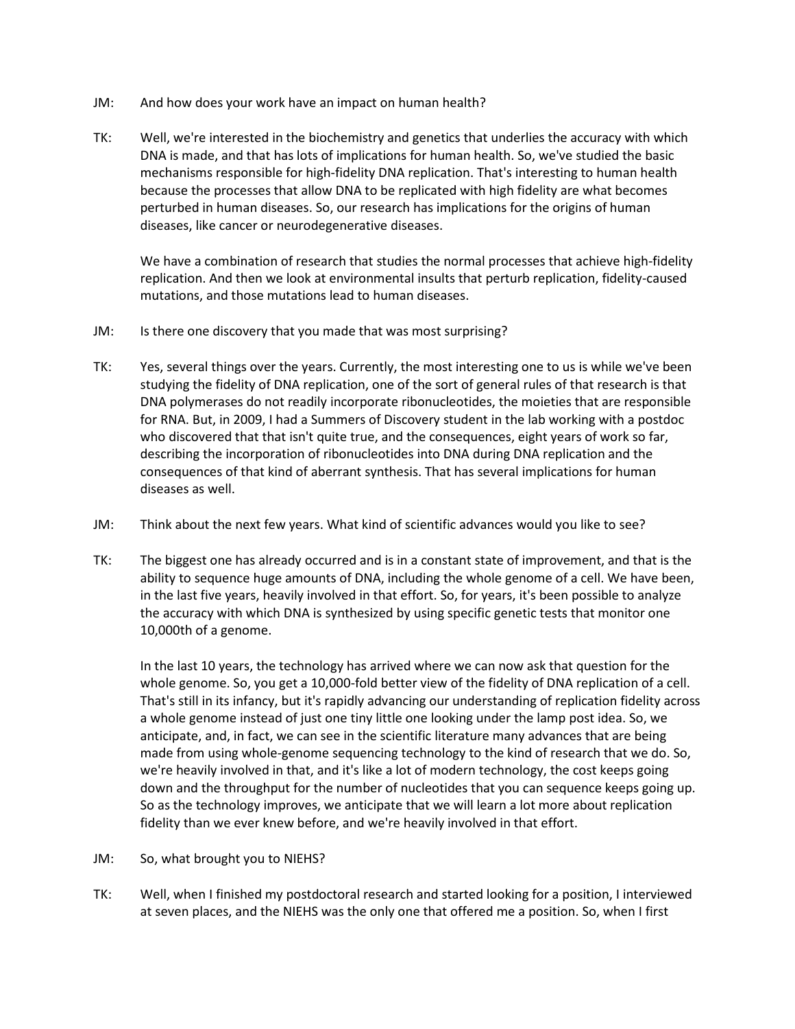JM: And how does your work have an impact on human health?

TK: Well, we're interested in the biochemistry and genetics that underlies the accuracy with which DNA is made, and that has lots of implications for human health. So, we've studied the basic mechanisms responsible for high-fidelity DNA replication. That's interesting to human health because the processes that allow DNA to be replicated with high fidelity are what becomes perturbed in human diseases. So, our research has implications for the origins of human diseases, like cancer or neurodegenerative diseases.

We have a combination of research that studies the normal processes that achieve high-fidelity replication. And then we look at environmental insults that perturb replication, fidelity-caused mutations, and those mutations lead to human diseases.

JM: Is there one discovery that you made that was most surprising?

TK: Yes, several things over the years. Currently, the most interesting one to us is while we've been studying the fidelity of DNA replication, one of the sort of general rules of that research is that DNA polymerases do not readily incorporate ribonucleotides, the moieties that are responsible for RNA. But, in 2009, I had a Summers of Discovery student in the lab working with a postdoc who discovered that that isn't quite true, and the consequences, eight years of work so far, describing the incorporation of ribonucleotides into DNA during DNA replication and the consequences of that kind of aberrant synthesis. That has several implications for human diseases as well.

JM: Think about the next few years. What kind of scientific advances would you like to see?

TK: The biggest one has already occurred and is in a constant state of improvement, and that is the ability to sequence huge amounts of DNA, including the whole genome of a cell. We have been, in the last five years, heavily involved in that effort. So, for years, it's been possible to analyze the accuracy with which DNA is synthesized by using specific genetic tests that monitor one 10,000th of a genome.

In the last 10 years, the technology has arrived where we can now ask that question for the whole genome. So, you get a 10,000-fold better view of the fidelity of DNA replication of a cell. That's still in its infancy, but it's rapidly advancing our understanding of replication fidelity across a whole genome instead of just one tiny little one looking under the lamp post idea. So, we anticipate, and, in fact, we can see in the scientific literature many advances that are being made from using whole-genome sequencing technology to the kind of research that we do. So, we're heavily involved in that, and it's like a lot of modern technology, the cost keeps going down and the throughput for the number of nucleotides that you can sequence keeps going up. So as the technology improves, we anticipate that we will learn a lot more about replication fidelity than we ever knew before, and we're heavily involved in that effort.

JM: So, what brought you to NIEHS?

TK: Well, when I finished my postdoctoral research and started looking for a position, I interviewed at seven places, and the NIEHS was the only one that offered me a position. So, when I first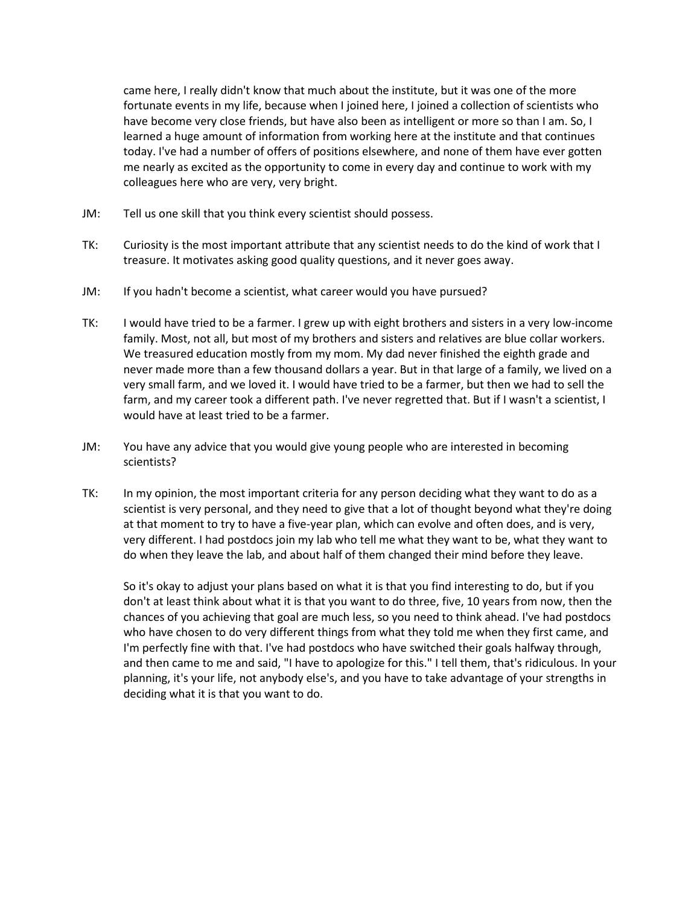came here, I really didn't know that much about the institute, but it was one of the more fortunate events in my life, because when I joined here, I joined a collection of scientists who have become very close friends, but have also been as intelligent or more so than I am. So, I learned a huge amount of information from working here at the institute and that continues today. I've had a number of offers of positions elsewhere, and none of them have ever gotten me nearly as excited as the opportunity to come in every day and continue to work with my colleagues here who are very, very bright.

JM: Tell us one skill that you think every scientist should possess.

TK: Curiosity is the most important attribute that any scientist needs to do the kind of work that I treasure. It motivates asking good quality questions, and it never goes away.

JM: If you hadn't become a scientist, what career would you have pursued?

TK: I would have tried to be a farmer. I grew up with eight brothers and sisters in a very low-income family. Most, not all, but most of my brothers and sisters and relatives are blue collar workers. We treasured education mostly from my mom. My dad never finished the eighth grade and never made more than a few thousand dollars a year. But in that large of a family, we lived on a very small farm, and we loved it. I would have tried to be a farmer, but then we had to sell the farm, and my career took a different path. I've never regretted that. But if I wasn't a scientist, I would have at least tried to be a farmer.

JM: You have any advice that you would give young people who are interested in becoming scientists?

TK: In my opinion, the most important criteria for any person deciding what they want to do as a scientist is very personal, and they need to give that a lot of thought beyond what they're doing at that moment to try to have a five-year plan, which can evolve and often does, and is very, very different. I had postdocs join my lab who tell me what they want to be, what they want to do when they leave the lab, and about half of them changed their mind before they leave.

So it's okay to adjust your plans based on what it is that you find interesting to do, but if you don't at least think about what it is that you want to do three, five, 10 years from now, then the chances of you achieving that goal are much less, so you need to think ahead. I've had postdocs who have chosen to do very different things from what they told me when they first came, and I'm perfectly fine with that. I've had postdocs who have switched their goals halfway through, and then came to me and said, "I have to apologize for this." I tell them, that's ridiculous. In your planning, it's your life, not anybody else's, and you have to take advantage of your strengths in deciding what it is that you want to do.